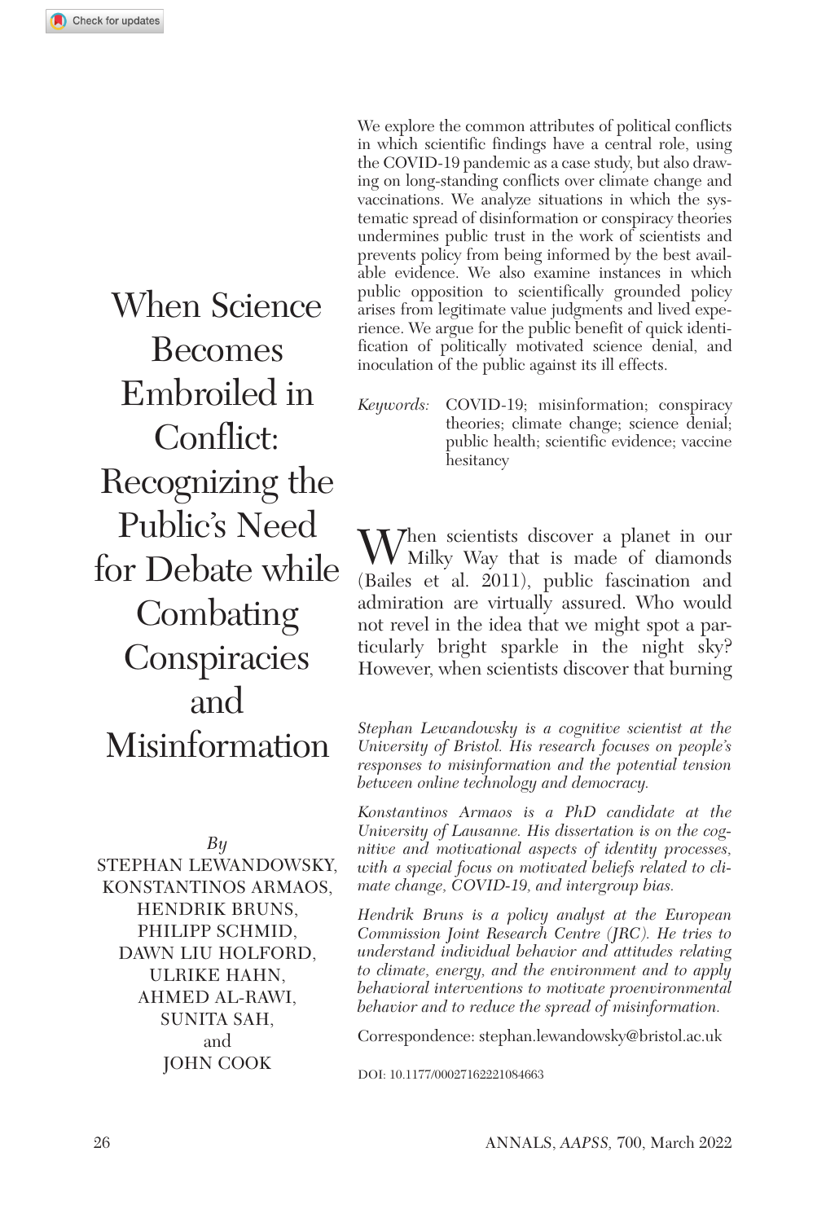# When Science Becomes Embroiled in Conflict: Recognizing the Public's Need for Debate while Combating Conspiracies and Misinformation

*By*
STEPHAN LEWANDOWSKY, KONSTANTINOS ARMAOS, HENDRIK BRUNS, PHILIPP SCHMID, DAWN LIU HOLFORD, ULRIKE HAHN, AHMED AL-RAWI, SUNITA SAH, and JOHN COOK

We explore the common attributes of political conflicts in which scientific findings have a central role, using the COVID-19 pandemic as a case study, but also drawing on long-standing conflicts over climate change and vaccinations. We analyze situations in which the systematic spread of disinformation or conspiracy theories undermines public trust in the work of scientists and prevents policy from being informed by the best available evidence. We also examine instances in which public opposition to scientifically grounded policy arises from legitimate value judgments and lived experience. We argue for the public benefit of quick identification of politically motivated science denial, and inoculation of the public against its ill effects.

*Keywords:* COVID-19; misinformation; conspiracy theories; climate change; science denial; public health; scientific evidence; vaccine hesitancy

When scientists discover a planet in our Milky Way that is made of diamonds (Bailes et al. 2011), public fascination and admiration are virtually assured. Who would not revel in the idea that we might spot a particularly bright sparkle in the night sky? However, when scientists discover that burning

*Stephan Lewandowsky is a cognitive scientist at the University of Bristol. His research focuses on people's responses to misinformation and the potential tension between online technology and democracy.*

*Konstantinos Armaos is a PhD candidate at the University of Lausanne. His dissertation is on the cognitive and motivational aspects of identity processes, with a special focus on motivated beliefs related to climate change, COVID-19, and intergroup bias.*

*Hendrik Bruns is a policy analyst at the European Commission Joint Research Centre (JRC). He tries to understand individual behavior and attitudes relating to climate, energy, and the environment and to apply behavioral interventions to motivate proenvironmental behavior and to reduce the spread of misinformation.*

Correspondence: stephan.lewandowsky@bristol.ac.uk

DOI: 10.1177/00027162221084663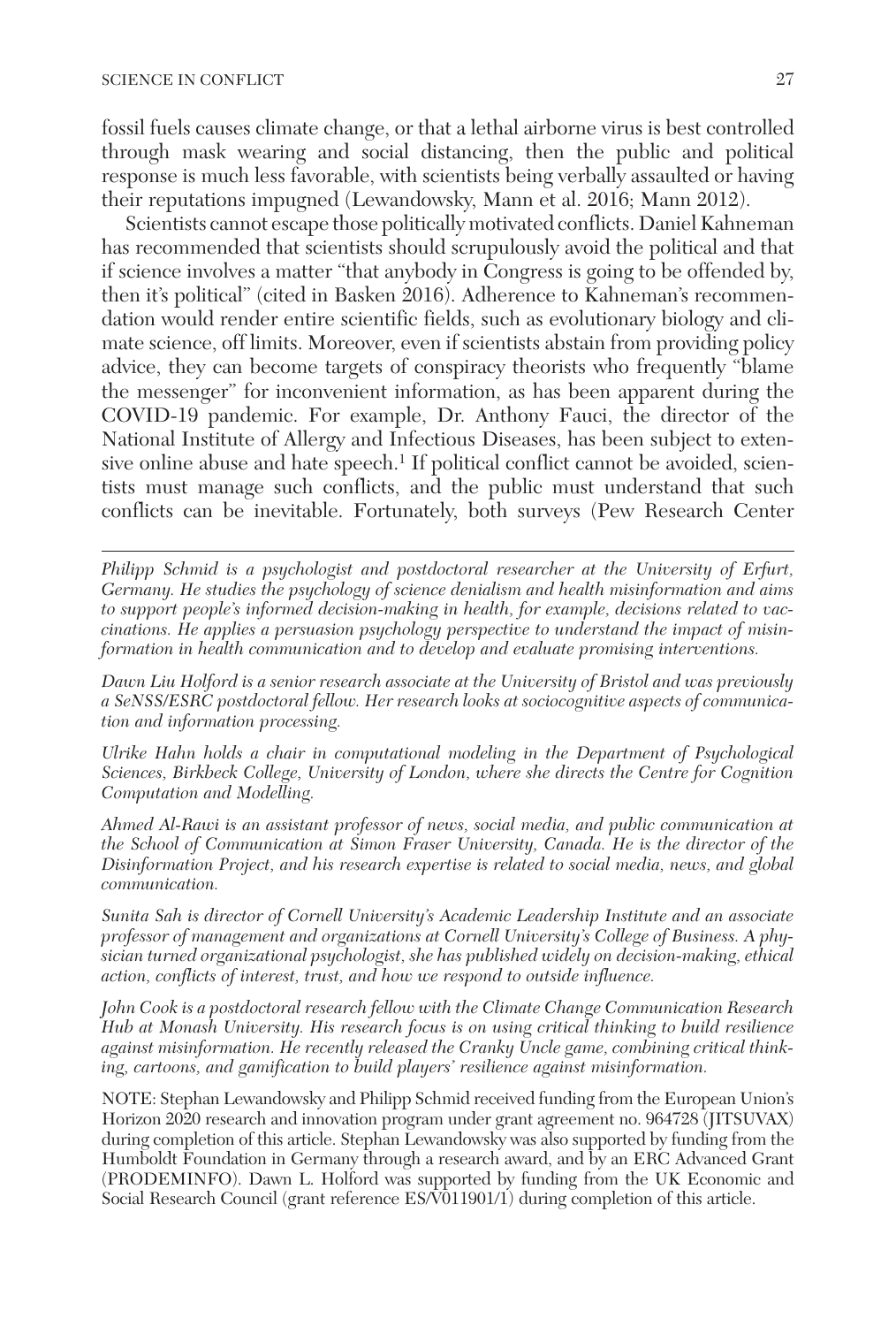fossil fuels causes climate change, or that a lethal airborne virus is best controlled through mask wearing and social distancing, then the public and political response is much less favorable, with scientists being verbally assaulted or having their reputations impugned (Lewandowsky, Mann et al. 2016; Mann 2012).

Scientists cannot escape those politically motivated conflicts. Daniel Kahneman has recommended that scientists should scrupulously avoid the political and that if science involves a matter "that anybody in Congress is going to be offended by, then it's political" (cited in Basken 2016). Adherence to Kahneman's recommendation would render entire scientific fields, such as evolutionary biology and climate science, off limits. Moreover, even if scientists abstain from providing policy advice, they can become targets of conspiracy theorists who frequently "blame the messenger" for inconvenient information, as has been apparent during the COVID-19 pandemic. For example, Dr. Anthony Fauci, the director of the National Institute of Allergy and Infectious Diseases, has been subject to extensive online abuse and hate speech.[1] If political conflict cannot be avoided, scientists must manage such conflicts, and the public must understand that such conflicts can be inevitable. Fortunately, both surveys (Pew Research Center

---

*Philipp Schmid is a psychologist and postdoctoral researcher at the University of Erfurt, Germany. He studies the psychology of science denialism and health misinformation and aims to support people's informed decision-making in health, for example, decisions related to vaccinations. He applies a persuasion psychology perspective to understand the impact of misinformation in health communication and to develop and evaluate promising interventions.*

*Dawn Liu Holford is a senior research associate at the University of Bristol and was previously a SeNSS/ESRC postdoctoral fellow. Her research looks at sociocognitive aspects of communication and information processing.*

*Ulrike Hahn holds a chair in computational modeling in the Department of Psychological Sciences, Birkbeck College, University of London, where she directs the Centre for Cognition Computation and Modelling.*

*Ahmed Al-Rawi is an assistant professor of news, social media, and public communication at the School of Communication at Simon Fraser University, Canada. He is the director of the Disinformation Project, and his research expertise is related to social media, news, and global communication.*

*Sunita Sah is director of Cornell University's Academic Leadership Institute and an associate professor of management and organizations at Cornell University's College of Business. A physician turned organizational psychologist, she has published widely on decision-making, ethical action, conflicts of interest, trust, and how we respond to outside influence.*

*John Cook is a postdoctoral research fellow with the Climate Change Communication Research Hub at Monash University. His research focus is on using critical thinking to build resilience against misinformation. He recently released the Cranky Uncle game, combining critical thinking, cartoons, and gamification to build players' resilience against misinformation.*

NOTE: Stephan Lewandowsky and Philipp Schmid received funding from the European Union's Horizon 2020 research and innovation program under grant agreement no. 964728 (JITSUVAX) during completion of this article. Stephan Lewandowsky was also supported by funding from the Humboldt Foundation in Germany through a research award, and by an ERC Advanced Grant (PRODEMINFO). Dawn L. Holford was supported by funding from the UK Economic and Social Research Council (grant reference ES/V011901/1) during completion of this article.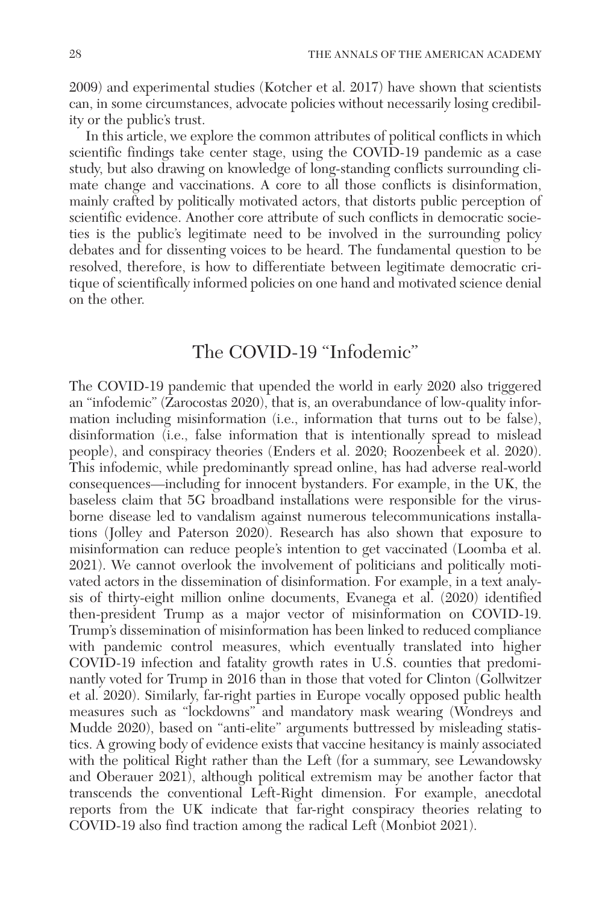2009) and experimental studies (Kotcher et al. 2017) have shown that scientists can, in some circumstances, advocate policies without necessarily losing credibility or the public's trust.

In this article, we explore the common attributes of political conflicts in which scientific findings take center stage, using the COVID-19 pandemic as a case study, but also drawing on knowledge of long-standing conflicts surrounding climate change and vaccinations. A core to all those conflicts is disinformation, mainly crafted by politically motivated actors, that distorts public perception of scientific evidence. Another core attribute of such conflicts in democratic societies is the public's legitimate need to be involved in the surrounding policy debates and for dissenting voices to be heard. The fundamental question to be resolved, therefore, is how to differentiate between legitimate democratic critique of scientifically informed policies on one hand and motivated science denial on the other.

## The COVID-19 "Infodemic"

The COVID-19 pandemic that upended the world in early 2020 also triggered an "infodemic" (Zarocostas 2020), that is, an overabundance of low-quality information including misinformation (i.e., information that turns out to be false), disinformation (i.e., false information that is intentionally spread to mislead people), and conspiracy theories (Enders et al. 2020; Roozenbeek et al. 2020). This infodemic, while predominantly spread online, has had adverse real-world consequences—including for innocent bystanders. For example, in the UK, the baseless claim that 5G broadband installations were responsible for the virus-borne disease led to vandalism against numerous telecommunications installations (Jolley and Paterson 2020). Research has also shown that exposure to misinformation can reduce people's intention to get vaccinated (Loomba et al. 2021). We cannot overlook the involvement of politicians and politically motivated actors in the dissemination of disinformation. For example, in a text analysis of thirty-eight million online documents, Evanega et al. (2020) identified then-president Trump as a major vector of misinformation on COVID-19. Trump's dissemination of misinformation has been linked to reduced compliance with pandemic control measures, which eventually translated into higher COVID-19 infection and fatality growth rates in U.S. counties that predominantly voted for Trump in 2016 than in those that voted for Clinton (Gollwitzer et al. 2020). Similarly, far-right parties in Europe vocally opposed public health measures such as "lockdowns" and mandatory mask wearing (Wondreys and Mudde 2020), based on "anti-elite" arguments buttressed by misleading statistics. A growing body of evidence exists that vaccine hesitancy is mainly associated with the political Right rather than the Left (for a summary, see Lewandowsky and Oberauer 2021), although political extremism may be another factor that transcends the conventional Left-Right dimension. For example, anecdotal reports from the UK indicate that far-right conspiracy theories relating to COVID-19 also find traction among the radical Left (Monbiot 2021).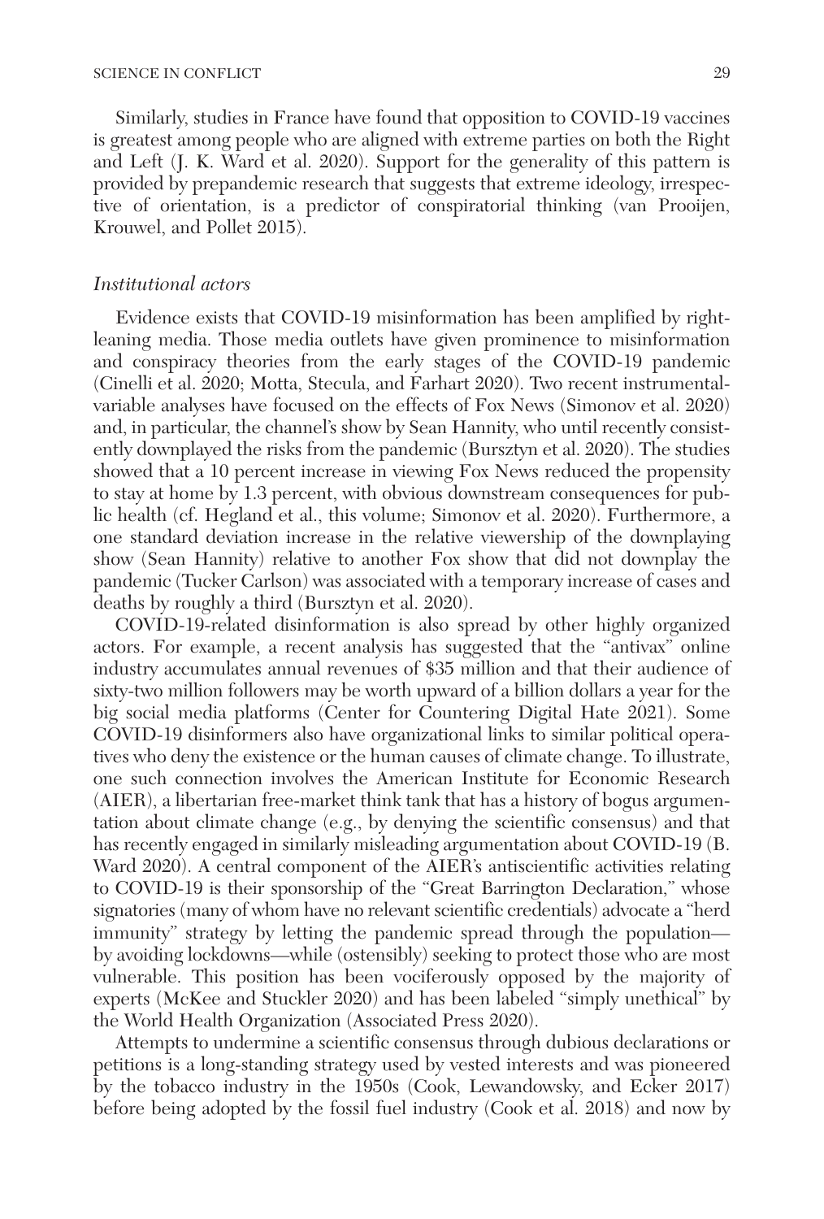Similarly, studies in France have found that opposition to COVID-19 vaccines is greatest among people who are aligned with extreme parties on both the Right and Left (J. K. Ward et al. 2020). Support for the generality of this pattern is provided by prepandemic research that suggests that extreme ideology, irrespective of orientation, is a predictor of conspiratorial thinking (van Prooijen, Krouwel, and Pollet 2015).

### *Institutional actors*

Evidence exists that COVID-19 misinformation has been amplified by right-leaning media. Those media outlets have given prominence to misinformation and conspiracy theories from the early stages of the COVID-19 pandemic (Cinelli et al. 2020; Motta, Stecula, and Farhart 2020). Two recent instrumental-variable analyses have focused on the effects of Fox News (Simonov et al. 2020) and, in particular, the channel's show by Sean Hannity, who until recently consistently downplayed the risks from the pandemic (Bursztyn et al. 2020). The studies showed that a 10 percent increase in viewing Fox News reduced the propensity to stay at home by 1.3 percent, with obvious downstream consequences for public health (cf. Hegland et al., this volume; Simonov et al. 2020). Furthermore, a one standard deviation increase in the relative viewership of the downplaying show (Sean Hannity) relative to another Fox show that did not downplay the pandemic (Tucker Carlson) was associated with a temporary increase of cases and deaths by roughly a third (Bursztyn et al. 2020).

COVID-19-related disinformation is also spread by other highly organized actors. For example, a recent analysis has suggested that the "antivax" online industry accumulates annual revenues of $35 million and that their audience of sixty-two million followers may be worth upward of a billion dollars a year for the big social media platforms (Center for Countering Digital Hate 2021). Some COVID-19 disinformers also have organizational links to similar political operatives who deny the existence or the human causes of climate change. To illustrate, one such connection involves the American Institute for Economic Research (AIER), a libertarian free-market think tank that has a history of bogus argumentation about climate change (e.g., by denying the scientific consensus) and that has recently engaged in similarly misleading argumentation about COVID-19 (B. Ward 2020). A central component of the AIER's antiscientific activities relating to COVID-19 is their sponsorship of the "Great Barrington Declaration," whose signatories (many of whom have no relevant scientific credentials) advocate a "herd immunity" strategy by letting the pandemic spread through the population—by avoiding lockdowns—while (ostensibly) seeking to protect those who are most vulnerable. This position has been vociferously opposed by the majority of experts (McKee and Stuckler 2020) and has been labeled "simply unethical" by the World Health Organization (Associated Press 2020).

Attempts to undermine a scientific consensus through dubious declarations or petitions is a long-standing strategy used by vested interests and was pioneered by the tobacco industry in the 1950s (Cook, Lewandowsky, and Ecker 2017) before being adopted by the fossil fuel industry (Cook et al. 2018) and now by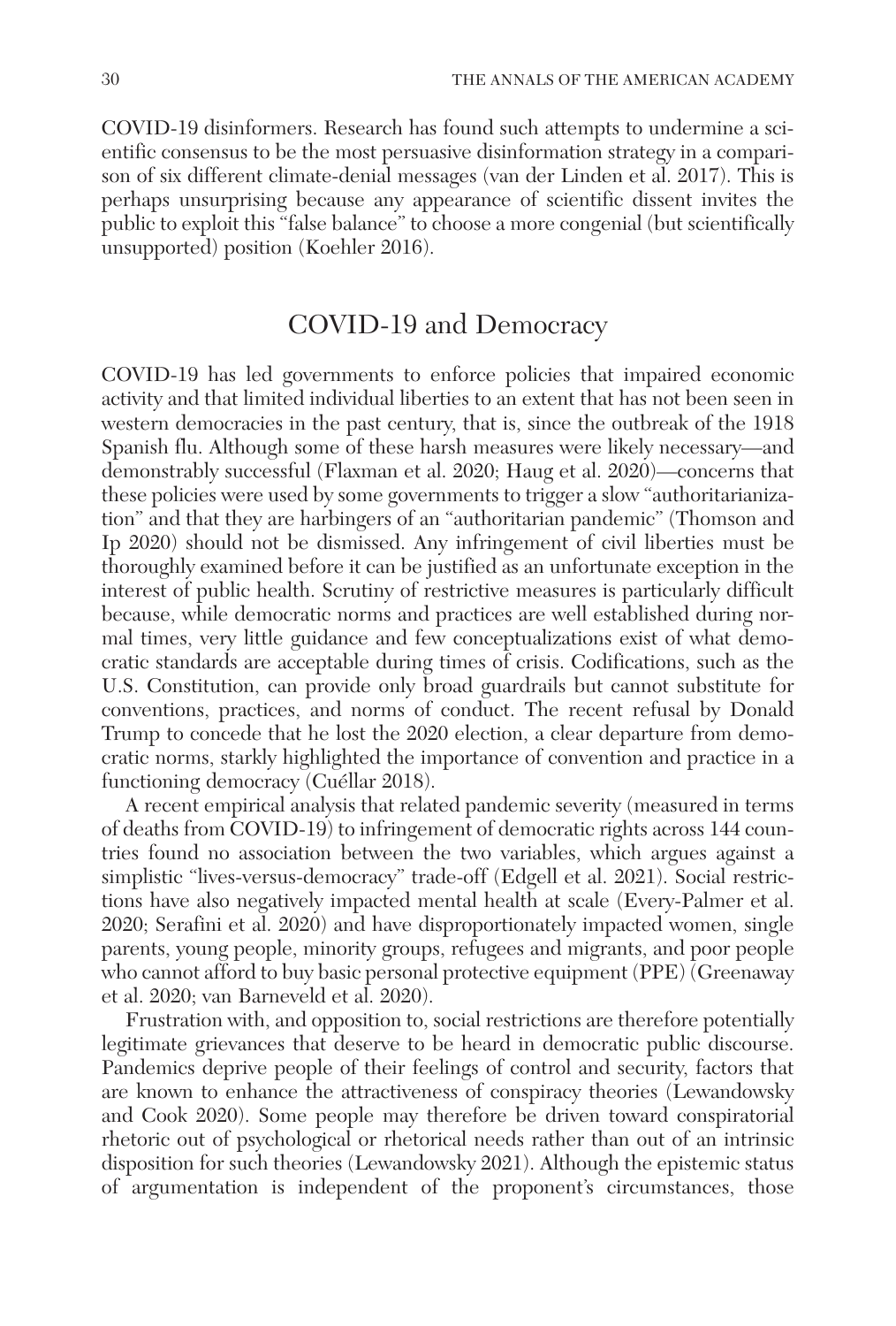COVID-19 disinformers. Research has found such attempts to undermine a scientific consensus to be the most persuasive disinformation strategy in a comparison of six different climate-denial messages (van der Linden et al. 2017). This is perhaps unsurprising because any appearance of scientific dissent invites the public to exploit this "false balance" to choose a more congenial (but scientifically unsupported) position (Koehler 2016).

## COVID-19 and Democracy

COVID-19 has led governments to enforce policies that impaired economic activity and that limited individual liberties to an extent that has not been seen in western democracies in the past century, that is, since the outbreak of the 1918 Spanish flu. Although some of these harsh measures were likely necessary—and demonstrably successful (Flaxman et al. 2020; Haug et al. 2020)—concerns that these policies were used by some governments to trigger a slow "authoritarianization" and that they are harbingers of an "authoritarian pandemic" (Thomson and Ip 2020) should not be dismissed. Any infringement of civil liberties must be thoroughly examined before it can be justified as an unfortunate exception in the interest of public health. Scrutiny of restrictive measures is particularly difficult because, while democratic norms and practices are well established during normal times, very little guidance and few conceptualizations exist of what democratic standards are acceptable during times of crisis. Codifications, such as the U.S. Constitution, can provide only broad guardrails but cannot substitute for conventions, practices, and norms of conduct. The recent refusal by Donald Trump to concede that he lost the 2020 election, a clear departure from democratic norms, starkly highlighted the importance of convention and practice in a functioning democracy (Cuéllar 2018).

A recent empirical analysis that related pandemic severity (measured in terms of deaths from COVID-19) to infringement of democratic rights across 144 countries found no association between the two variables, which argues against a simplistic "lives-versus-democracy" trade-off (Edgell et al. 2021). Social restrictions have also negatively impacted mental health at scale (Every-Palmer et al. 2020; Serafini et al. 2020) and have disproportionately impacted women, single parents, young people, minority groups, refugees and migrants, and poor people who cannot afford to buy basic personal protective equipment (PPE) (Greenaway et al. 2020; van Barneveld et al. 2020).

Frustration with, and opposition to, social restrictions are therefore potentially legitimate grievances that deserve to be heard in democratic public discourse. Pandemics deprive people of their feelings of control and security, factors that are known to enhance the attractiveness of conspiracy theories (Lewandowsky and Cook 2020). Some people may therefore be driven toward conspiratorial rhetoric out of psychological or rhetorical needs rather than out of an intrinsic disposition for such theories (Lewandowsky 2021). Although the epistemic status of argumentation is independent of the proponent's circumstances, those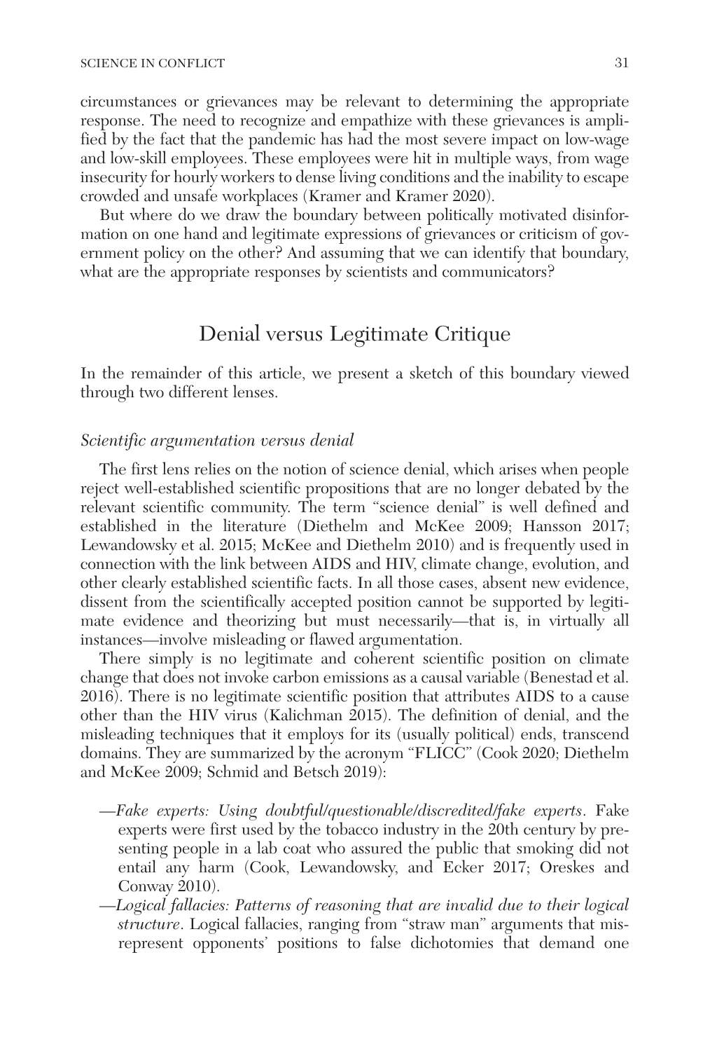circumstances or grievances may be relevant to determining the appropriate response. The need to recognize and empathize with these grievances is amplified by the fact that the pandemic has had the most severe impact on low-wage and low-skill employees. These employees were hit in multiple ways, from wage insecurity for hourly workers to dense living conditions and the inability to escape crowded and unsafe workplaces (Kramer and Kramer 2020).

But where do we draw the boundary between politically motivated disinformation on one hand and legitimate expressions of grievances or criticism of government policy on the other? And assuming that we can identify that boundary, what are the appropriate responses by scientists and communicators?

## Denial versus Legitimate Critique

In the remainder of this article, we present a sketch of this boundary viewed through two different lenses.

### *Scientific argumentation versus denial*

The first lens relies on the notion of science denial, which arises when people reject well-established scientific propositions that are no longer debated by the relevant scientific community. The term "science denial" is well defined and established in the literature (Diethelm and McKee 2009; Hansson 2017; Lewandowsky et al. 2015; McKee and Diethelm 2010) and is frequently used in connection with the link between AIDS and HIV, climate change, evolution, and other clearly established scientific facts. In all those cases, absent new evidence, dissent from the scientifically accepted position cannot be supported by legitimate evidence and theorizing but must necessarily—that is, in virtually all instances—involve misleading or flawed argumentation.

There simply is no legitimate and coherent scientific position on climate change that does not invoke carbon emissions as a causal variable (Benestad et al. 2016). There is no legitimate scientific position that attributes AIDS to a cause other than the HIV virus (Kalichman 2015). The definition of denial, and the misleading techniques that it employs for its (usually political) ends, transcend domains. They are summarized by the acronym "FLICC" (Cook 2020; Diethelm and McKee 2009; Schmid and Betsch 2019):

- —*Fake experts: Using doubtful/questionable/discredited/fake experts*. Fake experts were first used by the tobacco industry in the 20th century by presenting people in a lab coat who assured the public that smoking did not entail any harm (Cook, Lewandowsky, and Ecker 2017; Oreskes and Conway 2010).
- —*Logical fallacies: Patterns of reasoning that are invalid due to their logical structure*. Logical fallacies, ranging from "straw man" arguments that misrepresent opponents' positions to false dichotomies that demand one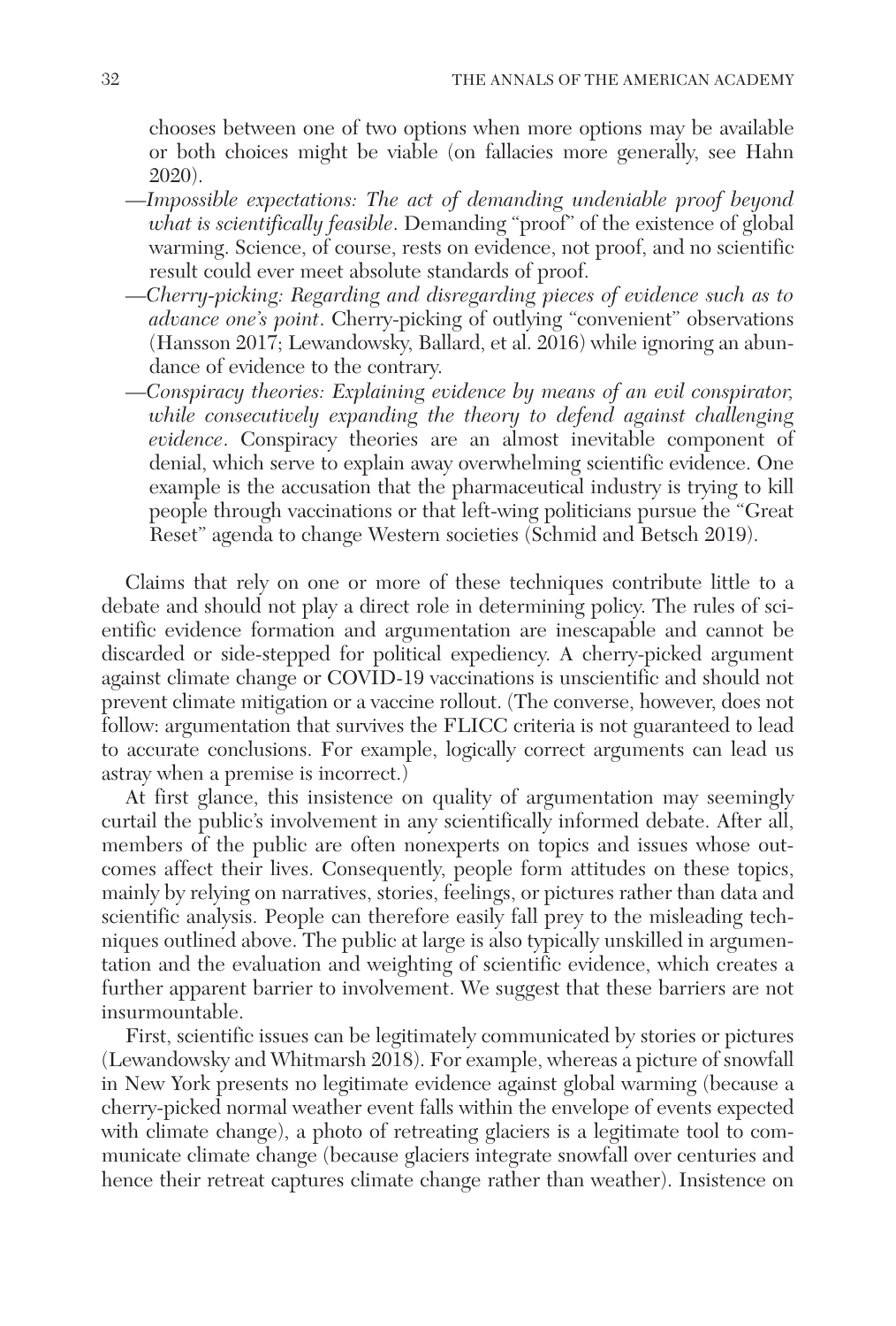chooses between one of two options when more options may be available or both choices might be viable (on fallacies more generally, see Hahn 2020).

—*Impossible expectations: The act of demanding undeniable proof beyond what is scientifically feasible*. Demanding "proof" of the existence of global warming. Science, of course, rests on evidence, not proof, and no scientific result could ever meet absolute standards of proof.

—*Cherry-picking: Regarding and disregarding pieces of evidence such as to advance one's point*. Cherry-picking of outlying "convenient" observations (Hansson 2017; Lewandowsky, Ballard, et al. 2016) while ignoring an abundance of evidence to the contrary.

—*Conspiracy theories: Explaining evidence by means of an evil conspirator, while consecutively expanding the theory to defend against challenging evidence*. Conspiracy theories are an almost inevitable component of denial, which serve to explain away overwhelming scientific evidence. One example is the accusation that the pharmaceutical industry is trying to kill people through vaccinations or that left-wing politicians pursue the "Great Reset" agenda to change Western societies (Schmid and Betsch 2019).

Claims that rely on one or more of these techniques contribute little to a debate and should not play a direct role in determining policy. The rules of scientific evidence formation and argumentation are inescapable and cannot be discarded or side-stepped for political expediency. A cherry-picked argument against climate change or COVID-19 vaccinations is unscientific and should not prevent climate mitigation or a vaccine rollout. (The converse, however, does not follow: argumentation that survives the FLICC criteria is not guaranteed to lead to accurate conclusions. For example, logically correct arguments can lead us astray when a premise is incorrect.)

At first glance, this insistence on quality of argumentation may seemingly curtail the public's involvement in any scientifically informed debate. After all, members of the public are often nonexperts on topics and issues whose outcomes affect their lives. Consequently, people form attitudes on these topics, mainly by relying on narratives, stories, feelings, or pictures rather than data and scientific analysis. People can therefore easily fall prey to the misleading techniques outlined above. The public at large is also typically unskilled in argumentation and the evaluation and weighting of scientific evidence, which creates a further apparent barrier to involvement. We suggest that these barriers are not insurmountable.

First, scientific issues can be legitimately communicated by stories or pictures (Lewandowsky and Whitmarsh 2018). For example, whereas a picture of snowfall in New York presents no legitimate evidence against global warming (because a cherry-picked normal weather event falls within the envelope of events expected with climate change), a photo of retreating glaciers is a legitimate tool to communicate climate change (because glaciers integrate snowfall over centuries and hence their retreat captures climate change rather than weather). Insistence on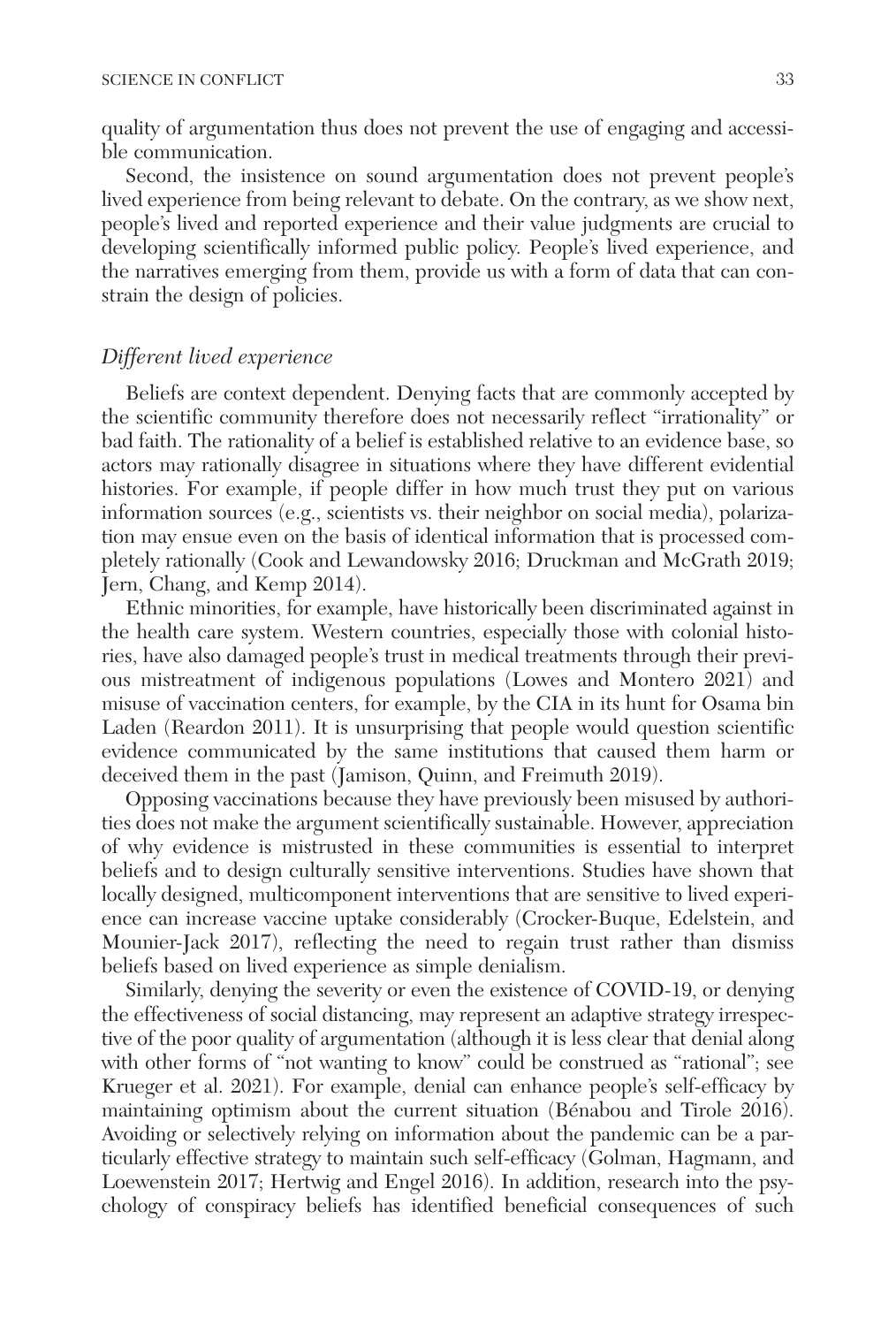quality of argumentation thus does not prevent the use of engaging and accessible communication.

Second, the insistence on sound argumentation does not prevent people's lived experience from being relevant to debate. On the contrary, as we show next, people's lived and reported experience and their value judgments are crucial to developing scientifically informed public policy. People's lived experience, and the narratives emerging from them, provide us with a form of data that can constrain the design of policies.

### *Different lived experience*

Beliefs are context dependent. Denying facts that are commonly accepted by the scientific community therefore does not necessarily reflect "irrationality" or bad faith. The rationality of a belief is established relative to an evidence base, so actors may rationally disagree in situations where they have different evidential histories. For example, if people differ in how much trust they put on various information sources (e.g., scientists vs. their neighbor on social media), polarization may ensue even on the basis of identical information that is processed completely rationally (Cook and Lewandowsky 2016; Druckman and McGrath 2019; Jern, Chang, and Kemp 2014).

Ethnic minorities, for example, have historically been discriminated against in the health care system. Western countries, especially those with colonial histories, have also damaged people's trust in medical treatments through their previous mistreatment of indigenous populations (Lowes and Montero 2021) and misuse of vaccination centers, for example, by the CIA in its hunt for Osama bin Laden (Reardon 2011). It is unsurprising that people would question scientific evidence communicated by the same institutions that caused them harm or deceived them in the past (Jamison, Quinn, and Freimuth 2019).

Opposing vaccinations because they have previously been misused by authorities does not make the argument scientifically sustainable. However, appreciation of why evidence is mistrusted in these communities is essential to interpret beliefs and to design culturally sensitive interventions. Studies have shown that locally designed, multicomponent interventions that are sensitive to lived experience can increase vaccine uptake considerably (Crocker-Buque, Edelstein, and Mounier-Jack 2017), reflecting the need to regain trust rather than dismiss beliefs based on lived experience as simple denialism.

Similarly, denying the severity or even the existence of COVID-19, or denying the effectiveness of social distancing, may represent an adaptive strategy irrespective of the poor quality of argumentation (although it is less clear that denial along with other forms of "not wanting to know" could be construed as "rational"; see Krueger et al. 2021). For example, denial can enhance people's self-efficacy by maintaining optimism about the current situation (Bénabou and Tirole 2016). Avoiding or selectively relying on information about the pandemic can be a particularly effective strategy to maintain such self-efficacy (Golman, Hagmann, and Loewenstein 2017; Hertwig and Engel 2016). In addition, research into the psychology of conspiracy beliefs has identified beneficial consequences of such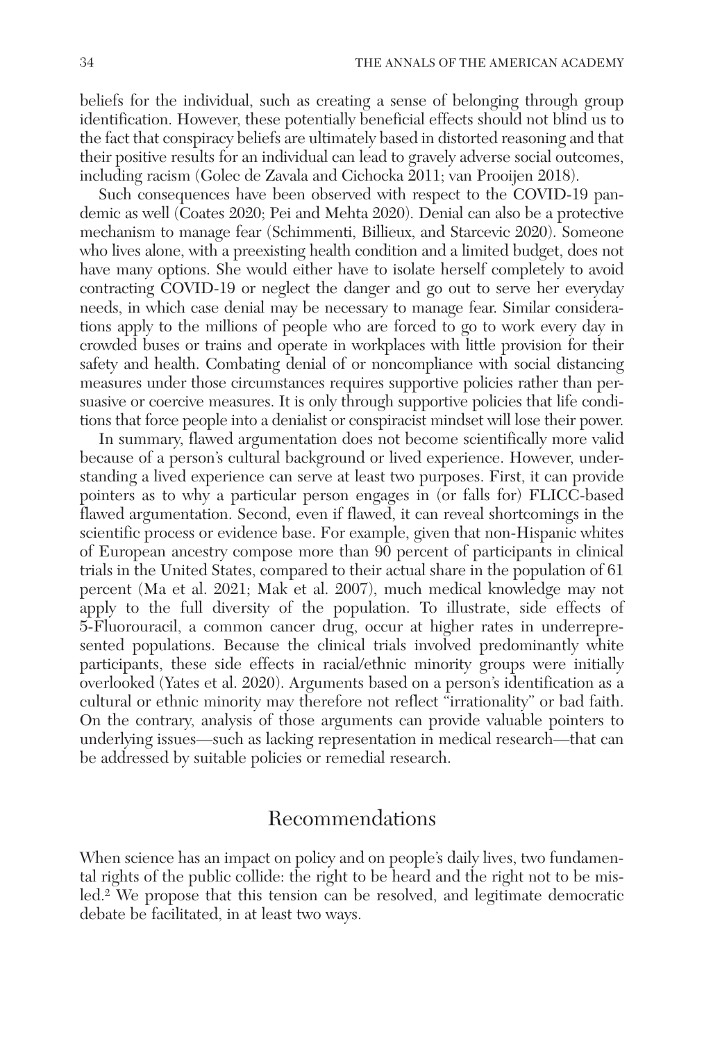beliefs for the individual, such as creating a sense of belonging through group identification. However, these potentially beneficial effects should not blind us to the fact that conspiracy beliefs are ultimately based in distorted reasoning and that their positive results for an individual can lead to gravely adverse social outcomes, including racism (Golec de Zavala and Cichocka 2011; van Prooijen 2018).

Such consequences have been observed with respect to the COVID-19 pandemic as well (Coates 2020; Pei and Mehta 2020). Denial can also be a protective mechanism to manage fear (Schimmenti, Billieux, and Starcevic 2020). Someone who lives alone, with a preexisting health condition and a limited budget, does not have many options. She would either have to isolate herself completely to avoid contracting COVID-19 or neglect the danger and go out to serve her everyday needs, in which case denial may be necessary to manage fear. Similar considerations apply to the millions of people who are forced to go to work every day in crowded buses or trains and operate in workplaces with little provision for their safety and health. Combating denial of or noncompliance with social distancing measures under those circumstances requires supportive policies rather than persuasive or coercive measures. It is only through supportive policies that life conditions that force people into a denialist or conspiracist mindset will lose their power.

In summary, flawed argumentation does not become scientifically more valid because of a person's cultural background or lived experience. However, understanding a lived experience can serve at least two purposes. First, it can provide pointers as to why a particular person engages in (or falls for) FLICC-based flawed argumentation. Second, even if flawed, it can reveal shortcomings in the scientific process or evidence base. For example, given that non-Hispanic whites of European ancestry compose more than 90 percent of participants in clinical trials in the United States, compared to their actual share in the population of 61 percent (Ma et al. 2021; Mak et al. 2007), much medical knowledge may not apply to the full diversity of the population. To illustrate, side effects of 5-Fluorouracil, a common cancer drug, occur at higher rates in underrepresented populations. Because the clinical trials involved predominantly white participants, these side effects in racial/ethnic minority groups were initially overlooked (Yates et al. 2020). Arguments based on a person's identification as a cultural or ethnic minority may therefore not reflect "irrationality" or bad faith. On the contrary, analysis of those arguments can provide valuable pointers to underlying issues—such as lacking representation in medical research—that can be addressed by suitable policies or remedial research.

## Recommendations

When science has an impact on policy and on people's daily lives, two fundamental rights of the public collide: the right to be heard and the right not to be misled.[2] We propose that this tension can be resolved, and legitimate democratic debate be facilitated, in at least two ways.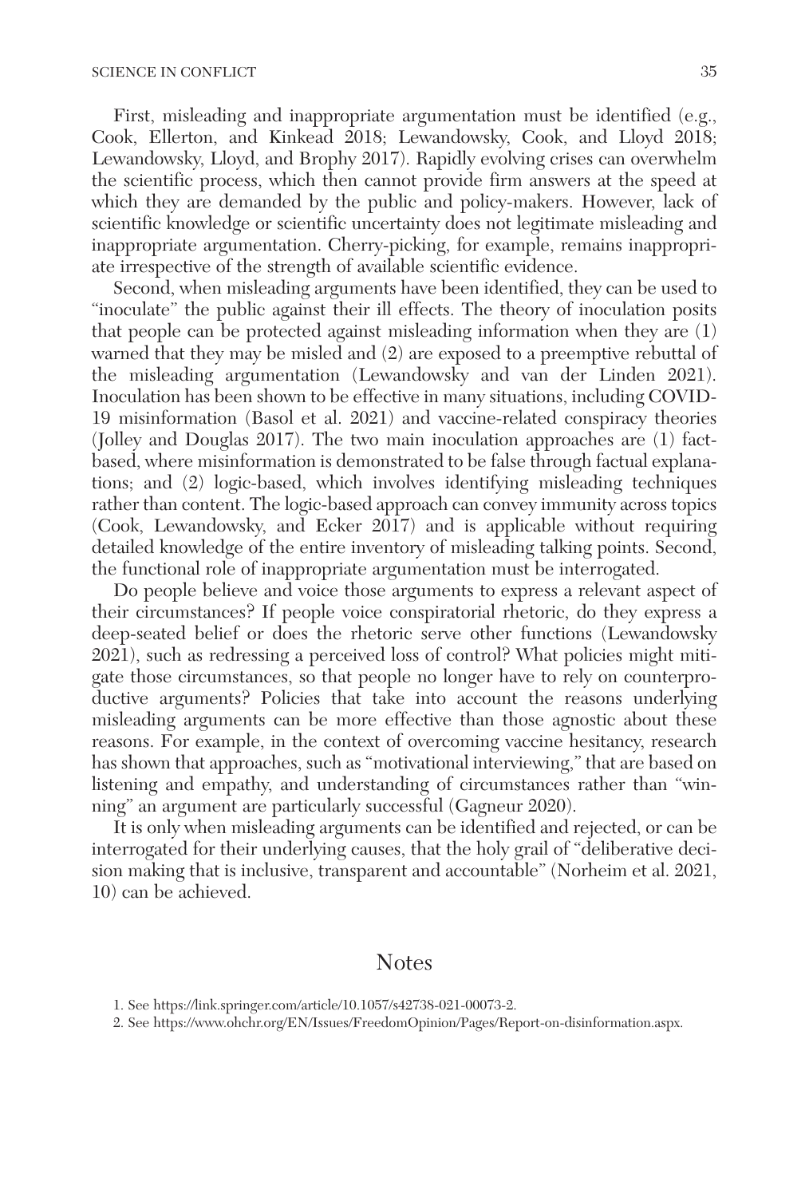First, misleading and inappropriate argumentation must be identified (e.g., Cook, Ellerton, and Kinkead 2018; Lewandowsky, Cook, and Lloyd 2018; Lewandowsky, Lloyd, and Brophy 2017). Rapidly evolving crises can overwhelm the scientific process, which then cannot provide firm answers at the speed at which they are demanded by the public and policy-makers. However, lack of scientific knowledge or scientific uncertainty does not legitimate misleading and inappropriate argumentation. Cherry-picking, for example, remains inappropriate irrespective of the strength of available scientific evidence.

Second, when misleading arguments have been identified, they can be used to "inoculate" the public against their ill effects. The theory of inoculation posits that people can be protected against misleading information when they are (1) warned that they may be misled and (2) are exposed to a preemptive rebuttal of the misleading argumentation (Lewandowsky and van der Linden 2021). Inoculation has been shown to be effective in many situations, including COVID-19 misinformation (Basol et al. 2021) and vaccine-related conspiracy theories (Jolley and Douglas 2017). The two main inoculation approaches are (1) fact-based, where misinformation is demonstrated to be false through factual explanations; and (2) logic-based, which involves identifying misleading techniques rather than content. The logic-based approach can convey immunity across topics (Cook, Lewandowsky, and Ecker 2017) and is applicable without requiring detailed knowledge of the entire inventory of misleading talking points. Second, the functional role of inappropriate argumentation must be interrogated.

Do people believe and voice those arguments to express a relevant aspect of their circumstances? If people voice conspiratorial rhetoric, do they express a deep-seated belief or does the rhetoric serve other functions (Lewandowsky 2021), such as redressing a perceived loss of control? What policies might mitigate those circumstances, so that people no longer have to rely on counterproductive arguments? Policies that take into account the reasons underlying misleading arguments can be more effective than those agnostic about these reasons. For example, in the context of overcoming vaccine hesitancy, research has shown that approaches, such as "motivational interviewing," that are based on listening and empathy, and understanding of circumstances rather than "winning" an argument are particularly successful (Gagneur 2020).

It is only when misleading arguments can be identified and rejected, or can be interrogated for their underlying causes, that the holy grail of "deliberative decision making that is inclusive, transparent and accountable" (Norheim et al. 2021, 10) can be achieved.

## Notes

1. See https://link.springer.com/article/10.1057/s42738-021-00073-2.
2. See https://www.ohchr.org/EN/Issues/FreedomOpinion/Pages/Report-on-disinformation.aspx.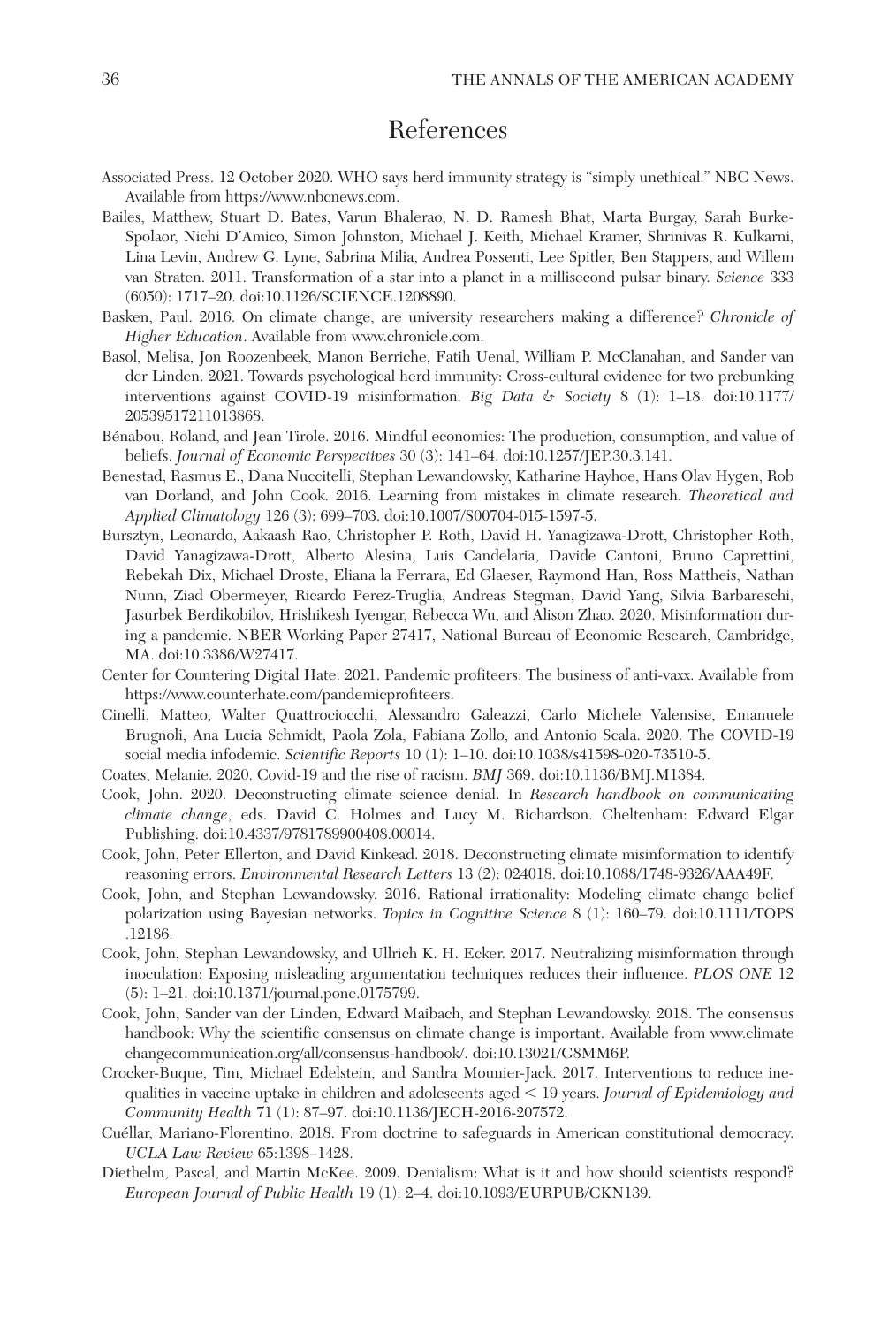## References

Associated Press. 12 October 2020. WHO says herd immunity strategy is "simply unethical." NBC News. Available from https://www.nbcnews.com.

Bailes, Matthew, Stuart D. Bates, Varun Bhalerao, N. D. Ramesh Bhat, Marta Burgay, Sarah Burke-Spolaor, Nichi D'Amico, Simon Johnston, Michael J. Keith, Michael Kramer, Shrinivas R. Kulkarni, Lina Levin, Andrew G. Lyne, Sabrina Milia, Andrea Possenti, Lee Spitler, Ben Stappers, and Willem van Straten. 2011. Transformation of a star into a planet in a millisecond pulsar binary. *Science* 333 (6050): 1717–20. doi:10.1126/SCIENCE.1208890.

Basken, Paul. 2016. On climate change, are university researchers making a difference? *Chronicle of Higher Education*. Available from www.chronicle.com.

Basol, Melisa, Jon Roozenbeek, Manon Berriche, Fatih Uenal, William P. McClanahan, and Sander van der Linden. 2021. Towards psychological herd immunity: Cross-cultural evidence for two prebunking interventions against COVID-19 misinformation. *Big Data & Society* 8 (1): 1–18. doi:10.1177/20539517211013868.

Bénabou, Roland, and Jean Tirole. 2016. Mindful economics: The production, consumption, and value of beliefs. *Journal of Economic Perspectives* 30 (3): 141–64. doi:10.1257/JEP.30.3.141.

Benestad, Rasmus E., Dana Nuccitelli, Stephan Lewandowsky, Katharine Hayhoe, Hans Olav Hygen, Rob van Dorland, and John Cook. 2016. Learning from mistakes in climate research. *Theoretical and Applied Climatology* 126 (3): 699–703. doi:10.1007/S00704-015-1597-5.

Bursztyn, Leonardo, Aakaash Rao, Christopher P. Roth, David H. Yanagizawa-Drott, Christopher Roth, David Yanagizawa-Drott, Alberto Alesina, Luis Candelaria, Davide Cantoni, Bruno Caprettini, Rebekah Dix, Michael Droste, Eliana la Ferrara, Ed Glaeser, Raymond Han, Ross Mattheis, Nathan Nunn, Ziad Obermeyer, Ricardo Perez-Truglia, Andreas Stegman, David Yang, Silvia Barbareschi, Jasurbek Berdikobilov, Hrishikesh Iyengar, Rebecca Wu, and Alison Zhao. 2020. Misinformation during a pandemic. NBER Working Paper 27417, National Bureau of Economic Research, Cambridge, MA. doi:10.3386/W27417.

Center for Countering Digital Hate. 2021. Pandemic profiteers: The business of anti-vaxx. Available from https://www.counterhate.com/pandemicprofiteers.

Cinelli, Matteo, Walter Quattrociocchi, Alessandro Galeazzi, Carlo Michele Valensise, Emanuele Brugnoli, Ana Lucia Schmidt, Paola Zola, Fabiana Zollo, and Antonio Scala. 2020. The COVID-19 social media infodemic. *Scientific Reports* 10 (1): 1–10. doi:10.1038/s41598-020-73510-5.

Coates, Melanie. 2020. Covid-19 and the rise of racism. *BMJ* 369. doi:10.1136/BMJ.M1384.

Cook, John. 2020. Deconstructing climate science denial. In *Research handbook on communicating climate change*, eds. David C. Holmes and Lucy M. Richardson. Cheltenham: Edward Elgar Publishing. doi:10.4337/9781789900408.00014.

Cook, John, Peter Ellerton, and David Kinkead. 2018. Deconstructing climate misinformation to identify reasoning errors. *Environmental Research Letters* 13 (2): 024018. doi:10.1088/1748-9326/AAA49F.

Cook, John, and Stephan Lewandowsky. 2016. Rational irrationality: Modeling climate change belief polarization using Bayesian networks. *Topics in Cognitive Science* 8 (1): 160–79. doi:10.1111/TOPS.12186.

Cook, John, Stephan Lewandowsky, and Ullrich K. H. Ecker. 2017. Neutralizing misinformation through inoculation: Exposing misleading argumentation techniques reduces their influence. *PLOS ONE* 12 (5): 1–21. doi:10.1371/journal.pone.0175799.

Cook, John, Sander van der Linden, Edward Maibach, and Stephan Lewandowsky. 2018. The consensus handbook: Why the scientific consensus on climate change is important. Available from www.climatechangecommunication.org/all/consensus-handbook/. doi:10.13021/G8MM6P.

Crocker-Buque, Tim, Michael Edelstein, and Sandra Mounier-Jack. 2017. Interventions to reduce inequalities in vaccine uptake in children and adolescents aged < 19 years. *Journal of Epidemiology and Community Health* 71 (1): 87–97. doi:10.1136/JECH-2016-207572.

Cuéllar, Mariano-Florentino. 2018. From doctrine to safeguards in American constitutional democracy. *UCLA Law Review* 65:1398–1428.

Diethelm, Pascal, and Martin McKee. 2009. Denialism: What is it and how should scientists respond? *European Journal of Public Health* 19 (1): 2–4. doi:10.1093/EURPUB/CKN139.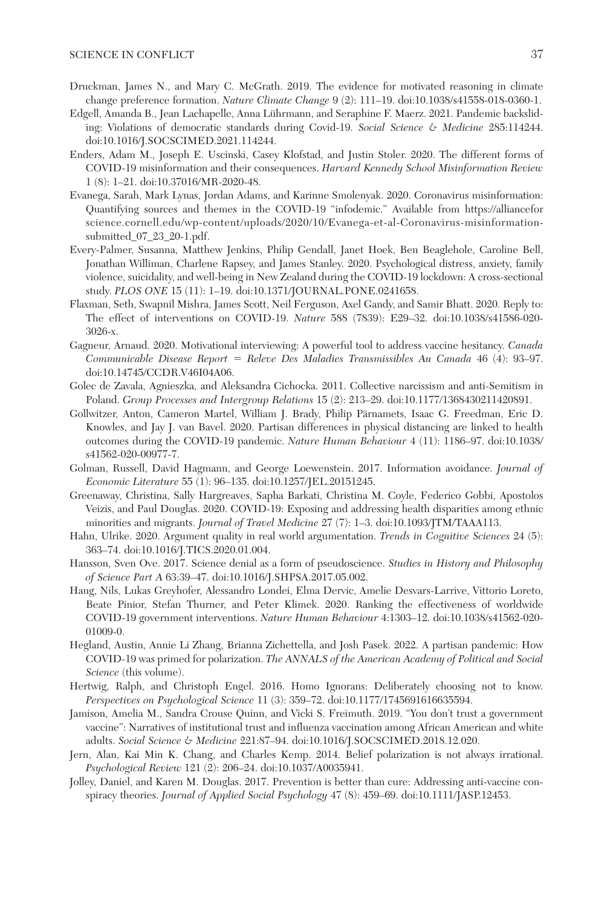Druckman, James N., and Mary C. McGrath. 2019. The evidence for motivated reasoning in climate change preference formation. *Nature Climate Change* 9 (2): 111–19. doi:10.1038/s41558-018-0360-1.

Edgell, Amanda B., Jean Lachapelle, Anna Lührmann, and Seraphine F. Maerz. 2021. Pandemic backsliding: Violations of democratic standards during Covid-19. *Social Science & Medicine* 285:114244. doi:10.1016/J.SOCSCIMED.2021.114244.

Enders, Adam M., Joseph E. Uscinski, Casey Klofstad, and Justin Stoler. 2020. The different forms of COVID-19 misinformation and their consequences. *Harvard Kennedy School Misinformation Review* 1 (8): 1–21. doi:10.37016/MR-2020-48.

Evanega, Sarah, Mark Lynas, Jordan Adams, and Karinne Smolenyak. 2020. Coronavirus misinformation: Quantifying sources and themes in the COVID-19 "infodemic." Available from https://allianceforscience.cornell.edu/wp-content/uploads/2020/10/Evanega-et-al-Coronavirus-misinformation-submitted_07_23_20-1.pdf.

Every-Palmer, Susanna, Matthew Jenkins, Philip Gendall, Janet Hoek, Ben Beaglehole, Caroline Bell, Jonathan Williman, Charlene Rapsey, and James Stanley. 2020. Psychological distress, anxiety, family violence, suicidality, and well-being in New Zealand during the COVID-19 lockdown: A cross-sectional study. *PLOS ONE* 15 (11): 1–19. doi:10.1371/JOURNAL.PONE.0241658.

Flaxman, Seth, Swapnil Mishra, James Scott, Neil Ferguson, Axel Gandy, and Samir Bhatt. 2020. Reply to: The effect of interventions on COVID-19. *Nature* 588 (7839): E29–32. doi:10.1038/s41586-020-3026-x.

Gagneur, Arnaud. 2020. Motivational interviewing: A powerful tool to address vaccine hesitancy. *Canada Communicable Disease Report = Releve Des Maladies Transmissibles Au Canada* 46 (4): 93–97. doi:10.14745/CCDR.V46I04A06.

Golec de Zavala, Agnieszka, and Aleksandra Cichocka. 2011. Collective narcissism and anti-Semitism in Poland. *Group Processes and Intergroup Relations* 15 (2): 213–29. doi:10.1177/1368430211420891.

Gollwitzer, Anton, Cameron Martel, William J. Brady, Philip Pärnamets, Isaac G. Freedman, Eric D. Knowles, and Jay J. van Bavel. 2020. Partisan differences in physical distancing are linked to health outcomes during the COVID-19 pandemic. *Nature Human Behaviour* 4 (11): 1186–97. doi:10.1038/s41562-020-00977-7.

Golman, Russell, David Hagmann, and George Loewenstein. 2017. Information avoidance. *Journal of Economic Literature* 55 (1): 96–135. doi:10.1257/JEL.20151245.

Greenaway, Christina, Sally Hargreaves, Sapha Barkati, Christina M. Coyle, Federico Gobbi, Apostolos Veizis, and Paul Douglas. 2020. COVID-19: Exposing and addressing health disparities among ethnic minorities and migrants. *Journal of Travel Medicine* 27 (7): 1–3. doi:10.1093/JTM/TAAA113.

Hahn, Ulrike. 2020. Argument quality in real world argumentation. *Trends in Cognitive Sciences* 24 (5): 363–74. doi:10.1016/J.TICS.2020.01.004.

Hansson, Sven Ove. 2017. Science denial as a form of pseudoscience. *Studies in History and Philosophy of Science Part A* 63:39–47. doi:10.1016/J.SHPSA.2017.05.002.

Haug, Nils, Lukas Greyhofer, Alessandro Londei, Elma Dervic, Amelie Desvars-Larrive, Vittorio Loreto, Beate Pinior, Stefan Thurner, and Peter Klimek. 2020. Ranking the effectiveness of worldwide COVID-19 government interventions. *Nature Human Behaviour* 4:1303–12. doi:10.1038/s41562-020-01009-0.

Hegland, Austin, Annie Li Zhang, Brianna Zichettella, and Josh Pasek. 2022. A partisan pandemic: How COVID-19 was primed for polarization. *The ANNALS of the American Academy of Political and Social Science* (this volume).

Hertwig, Ralph, and Christoph Engel. 2016. Homo Ignorans: Deliberately choosing not to know. *Perspectives on Psychological Science* 11 (3): 359–72. doi:10.1177/1745691616635594.

Jamison, Amelia M., Sandra Crouse Quinn, and Vicki S. Freimuth. 2019. "You don't trust a government vaccine": Narratives of institutional trust and influenza vaccination among African American and white adults. *Social Science & Medicine* 221:87–94. doi:10.1016/J.SOCSCIMED.2018.12.020.

Jern, Alan, Kai Min K. Chang, and Charles Kemp. 2014. Belief polarization is not always irrational. *Psychological Review* 121 (2): 206–24. doi:10.1037/A0035941.

Jolley, Daniel, and Karen M. Douglas. 2017. Prevention is better than cure: Addressing anti-vaccine conspiracy theories. *Journal of Applied Social Psychology* 47 (8): 459–69. doi:10.1111/JASP.12453.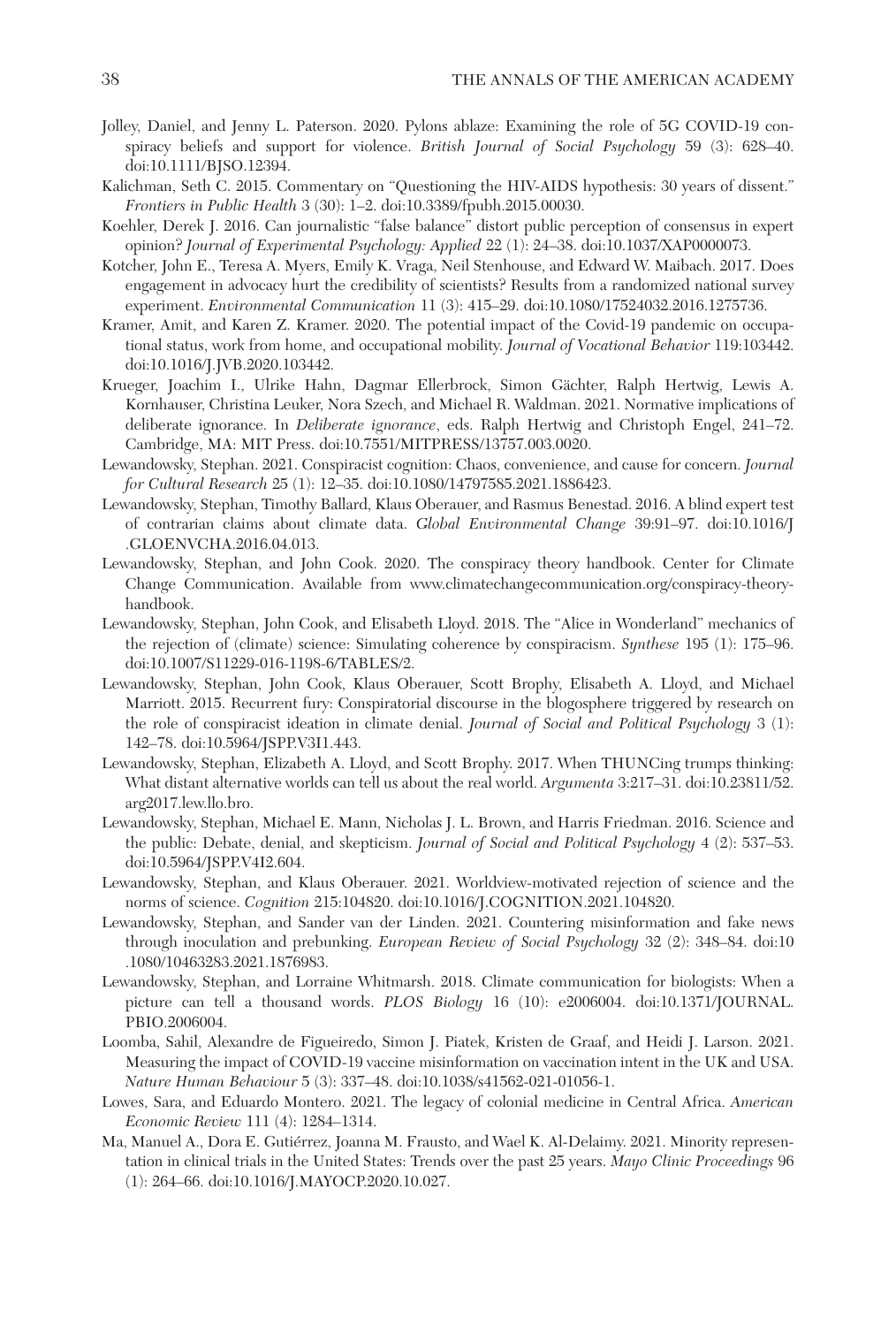Jolley, Daniel, and Jenny L. Paterson. 2020. Pylons ablaze: Examining the role of 5G COVID-19 conspiracy beliefs and support for violence. *British Journal of Social Psychology* 59 (3): 628–40. doi:10.1111/BJSO.12394.

Kalichman, Seth C. 2015. Commentary on "Questioning the HIV-AIDS hypothesis: 30 years of dissent." *Frontiers in Public Health* 3 (30): 1–2. doi:10.3389/fpubh.2015.00030.

Koehler, Derek J. 2016. Can journalistic "false balance" distort public perception of consensus in expert opinion? *Journal of Experimental Psychology: Applied* 22 (1): 24–38. doi:10.1037/XAP0000073.

Kotcher, John E., Teresa A. Myers, Emily K. Vraga, Neil Stenhouse, and Edward W. Maibach. 2017. Does engagement in advocacy hurt the credibility of scientists? Results from a randomized national survey experiment. *Environmental Communication* 11 (3): 415–29. doi:10.1080/17524032.2016.1275736.

Kramer, Amit, and Karen Z. Kramer. 2020. The potential impact of the Covid-19 pandemic on occupational status, work from home, and occupational mobility. *Journal of Vocational Behavior* 119:103442. doi:10.1016/J.JVB.2020.103442.

Krueger, Joachim I., Ulrike Hahn, Dagmar Ellerbrock, Simon Gächter, Ralph Hertwig, Lewis A. Kornhauser, Christina Leuker, Nora Szech, and Michael R. Waldman. 2021. Normative implications of deliberate ignorance. In *Deliberate ignorance*, eds. Ralph Hertwig and Christoph Engel, 241–72. Cambridge, MA: MIT Press. doi:10.7551/MITPRESS/13757.003.0020.

Lewandowsky, Stephan. 2021. Conspiracist cognition: Chaos, convenience, and cause for concern. *Journal for Cultural Research* 25 (1): 12–35. doi:10.1080/14797585.2021.1886423.

Lewandowsky, Stephan, Timothy Ballard, Klaus Oberauer, and Rasmus Benestad. 2016. A blind expert test of contrarian claims about climate data. *Global Environmental Change* 39:91–97. doi:10.1016/J.GLOENVCHA.2016.04.013.

Lewandowsky, Stephan, and John Cook. 2020. The conspiracy theory handbook. Center for Climate Change Communication. Available from www.climatechangecommunication.org/conspiracy-theory-handbook.

Lewandowsky, Stephan, John Cook, and Elisabeth Lloyd. 2018. The "Alice in Wonderland" mechanics of the rejection of (climate) science: Simulating coherence by conspiracism. *Synthese* 195 (1): 175–96. doi:10.1007/S11229-016-1198-6/TABLES/2.

Lewandowsky, Stephan, John Cook, Klaus Oberauer, Scott Brophy, Elisabeth A. Lloyd, and Michael Marriott. 2015. Recurrent fury: Conspiratorial discourse in the blogosphere triggered by research on the role of conspiracist ideation in climate denial. *Journal of Social and Political Psychology* 3 (1): 142–78. doi:10.5964/JSPP.V3I1.443.

Lewandowsky, Stephan, Elizabeth A. Lloyd, and Scott Brophy. 2017. When THUNCing trumps thinking: What distant alternative worlds can tell us about the real world. *Argumenta* 3:217–31. doi:10.23811/52.arg2017.lew.llo.bro.

Lewandowsky, Stephan, Michael E. Mann, Nicholas J. L. Brown, and Harris Friedman. 2016. Science and the public: Debate, denial, and skepticism. *Journal of Social and Political Psychology* 4 (2): 537–53. doi:10.5964/JSPP.V4I2.604.

Lewandowsky, Stephan, and Klaus Oberauer. 2021. Worldview-motivated rejection of science and the norms of science. *Cognition* 215:104820. doi:10.1016/J.COGNITION.2021.104820.

Lewandowsky, Stephan, and Sander van der Linden. 2021. Countering misinformation and fake news through inoculation and prebunking. *European Review of Social Psychology* 32 (2): 348–84. doi:10.1080/10463283.2021.1876983.

Lewandowsky, Stephan, and Lorraine Whitmarsh. 2018. Climate communication for biologists: When a picture can tell a thousand words. *PLOS Biology* 16 (10): e2006004. doi:10.1371/JOURNAL.PBIO.2006004.

Loomba, Sahil, Alexandre de Figueiredo, Simon J. Piatek, Kristen de Graaf, and Heidi J. Larson. 2021. Measuring the impact of COVID-19 vaccine misinformation on vaccination intent in the UK and USA. *Nature Human Behaviour* 5 (3): 337–48. doi:10.1038/s41562-021-01056-1.

Lowes, Sara, and Eduardo Montero. 2021. The legacy of colonial medicine in Central Africa. *American Economic Review* 111 (4): 1284–1314.

Ma, Manuel A., Dora E. Gutiérrez, Joanna M. Frausto, and Wael K. Al-Delaimy. 2021. Minority representation in clinical trials in the United States: Trends over the past 25 years. *Mayo Clinic Proceedings* 96 (1): 264–66. doi:10.1016/J.MAYOCP.2020.10.027.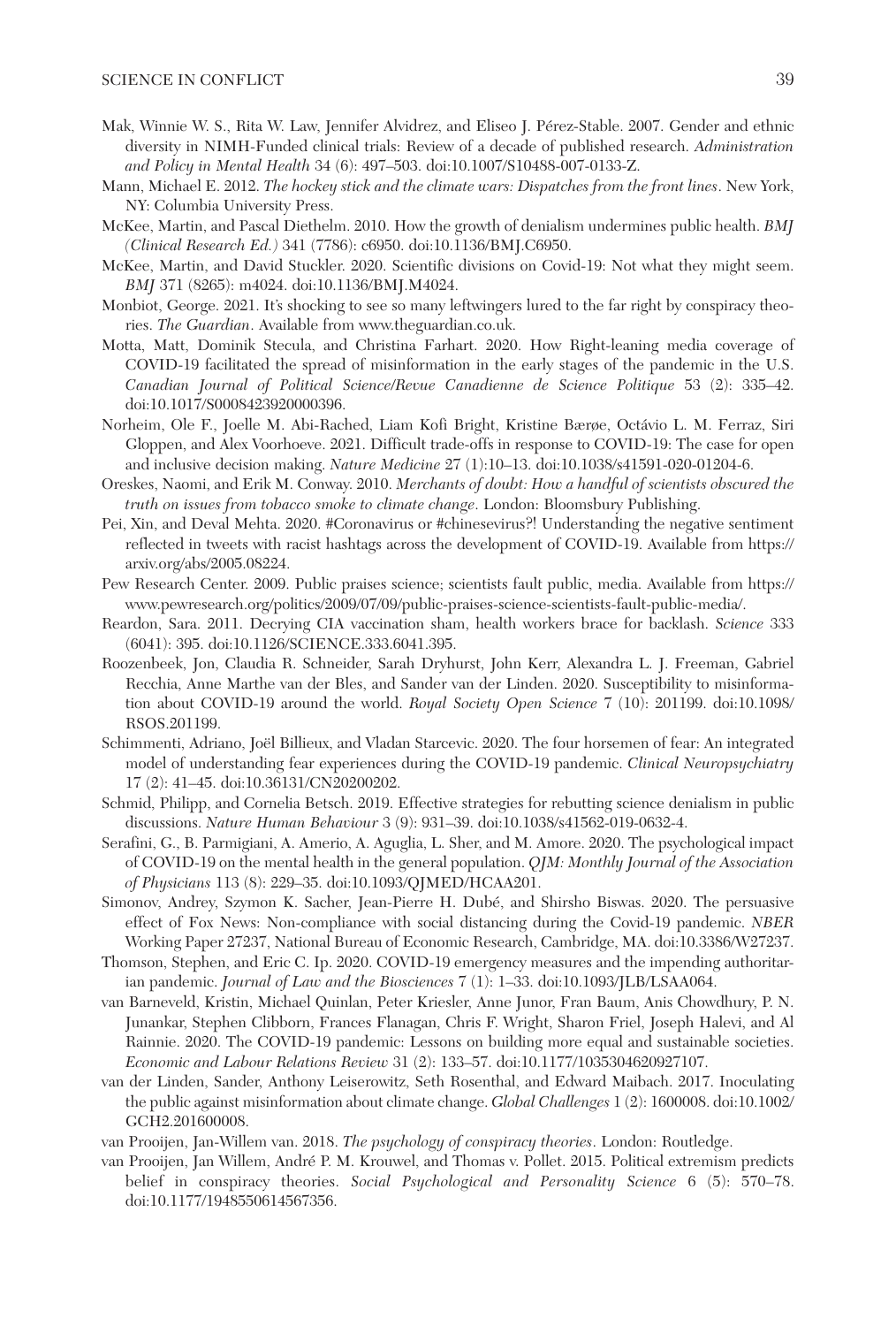Mak, Winnie W. S., Rita W. Law, Jennifer Alvidrez, and Eliseo J. Pérez-Stable. 2007. Gender and ethnic diversity in NIMH-Funded clinical trials: Review of a decade of published research. *Administration and Policy in Mental Health* 34 (6): 497–503. doi:10.1007/S10488-007-0133-Z.

Mann, Michael E. 2012. *The hockey stick and the climate wars: Dispatches from the front lines*. New York, NY: Columbia University Press.

McKee, Martin, and Pascal Diethelm. 2010. How the growth of denialism undermines public health. *BMJ (Clinical Research Ed.)* 341 (7786): c6950. doi:10.1136/BMJ.C6950.

McKee, Martin, and David Stuckler. 2020. Scientific divisions on Covid-19: Not what they might seem. *BMJ* 371 (8265): m4024. doi:10.1136/BMJ.M4024.

Monbiot, George. 2021. It's shocking to see so many leftwingers lured to the far right by conspiracy theories. *The Guardian*. Available from www.theguardian.co.uk.

Motta, Matt, Dominik Stecula, and Christina Farhart. 2020. How Right-leaning media coverage of COVID-19 facilitated the spread of misinformation in the early stages of the pandemic in the U.S. *Canadian Journal of Political Science/Revue Canadienne de Science Politique* 53 (2): 335–42. doi:10.1017/S0008423920000396.

Norheim, Ole F., Joelle M. Abi-Rached, Liam Kofi Bright, Kristine Bærøe, Octávio L. M. Ferraz, Siri Gloppen, and Alex Voorhoeve. 2021. Difficult trade-offs in response to COVID-19: The case for open and inclusive decision making. *Nature Medicine* 27 (1):10–13. doi:10.1038/s41591-020-01204-6.

Oreskes, Naomi, and Erik M. Conway. 2010. *Merchants of doubt: How a handful of scientists obscured the truth on issues from tobacco smoke to climate change*. London: Bloomsbury Publishing.

Pei, Xin, and Deval Mehta. 2020. #Coronavirus or #chinesevirus?! Understanding the negative sentiment reflected in tweets with racist hashtags across the development of COVID-19. Available from https://arxiv.org/abs/2005.08224.

Pew Research Center. 2009. Public praises science; scientists fault public, media. Available from https://www.pewresearch.org/politics/2009/07/09/public-praises-science-scientists-fault-public-media/.

Reardon, Sara. 2011. Decrying CIA vaccination sham, health workers brace for backlash. *Science* 333 (6041): 395. doi:10.1126/SCIENCE.333.6041.395.

Roozenbeek, Jon, Claudia R. Schneider, Sarah Dryhurst, John Kerr, Alexandra L. J. Freeman, Gabriel Recchia, Anne Marthe van der Bles, and Sander van der Linden. 2020. Susceptibility to misinformation about COVID-19 around the world. *Royal Society Open Science* 7 (10): 201199. doi:10.1098/RSOS.201199.

Schimmenti, Adriano, Joël Billieux, and Vladan Starcevic. 2020. The four horsemen of fear: An integrated model of understanding fear experiences during the COVID-19 pandemic. *Clinical Neuropsychiatry* 17 (2): 41–45. doi:10.36131/CN20200202.

Schmid, Philipp, and Cornelia Betsch. 2019. Effective strategies for rebutting science denialism in public discussions. *Nature Human Behaviour* 3 (9): 931–39. doi:10.1038/s41562-019-0632-4.

Serafini, G., B. Parmigiani, A. Amerio, A. Aguglia, L. Sher, and M. Amore. 2020. The psychological impact of COVID-19 on the mental health in the general population. *QJM: Monthly Journal of the Association of Physicians* 113 (8): 229–35. doi:10.1093/QJMED/HCAA201.

Simonov, Andrey, Szymon K. Sacher, Jean-Pierre H. Dubé, and Shirsho Biswas. 2020. The persuasive effect of Fox News: Non-compliance with social distancing during the Covid-19 pandemic. *NBER* Working Paper 27237, National Bureau of Economic Research, Cambridge, MA. doi:10.3386/W27237.

Thomson, Stephen, and Eric C. Ip. 2020. COVID-19 emergency measures and the impending authoritarian pandemic. *Journal of Law and the Biosciences* 7 (1): 1–33. doi:10.1093/JLB/LSAA064.

van Barneveld, Kristin, Michael Quinlan, Peter Kriesler, Anne Junor, Fran Baum, Anis Chowdhury, P. N. Junankar, Stephen Clibborn, Frances Flanagan, Chris F. Wright, Sharon Friel, Joseph Halevi, and Al Rainnie. 2020. The COVID-19 pandemic: Lessons on building more equal and sustainable societies. *Economic and Labour Relations Review* 31 (2): 133–57. doi:10.1177/1035304620927107.

van der Linden, Sander, Anthony Leiserowitz, Seth Rosenthal, and Edward Maibach. 2017. Inoculating the public against misinformation about climate change. *Global Challenges* 1 (2): 1600008. doi:10.1002/GCH2.201600008.

van Prooijen, Jan-Willem van. 2018. *The psychology of conspiracy theories*. London: Routledge.

van Prooijen, Jan Willem, André P. M. Krouwel, and Thomas v. Pollet. 2015. Political extremism predicts belief in conspiracy theories. *Social Psychological and Personality Science* 6 (5): 570–78. doi:10.1177/1948550614567356.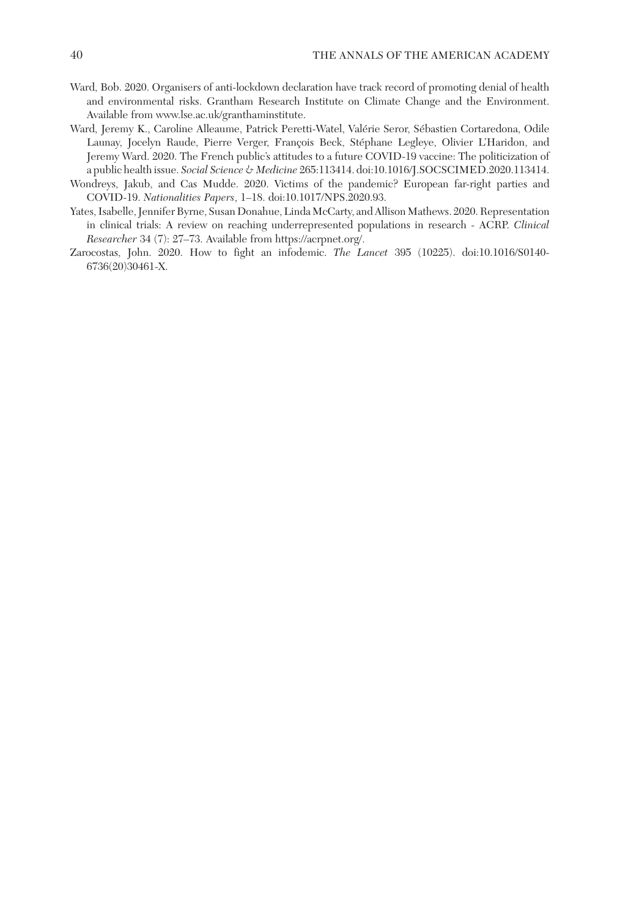Ward, Bob. 2020. Organisers of anti-lockdown declaration have track record of promoting denial of health and environmental risks. Grantham Research Institute on Climate Change and the Environment. Available from www.lse.ac.uk/granthaminstitute.

Ward, Jeremy K., Caroline Alleaume, Patrick Peretti-Watel, Valérie Seror, Sébastien Cortaredona, Odile Launay, Jocelyn Raude, Pierre Verger, François Beck, Stéphane Legleye, Olivier L'Haridon, and Jeremy Ward. 2020. The French public's attitudes to a future COVID-19 vaccine: The politicization of a public health issue. *Social Science & Medicine* 265:113414. doi:10.1016/J.SOCSCIMED.2020.113414.

Wondreys, Jakub, and Cas Mudde. 2020. Victims of the pandemic? European far-right parties and COVID-19. *Nationalities Papers*, 1–18. doi:10.1017/NPS.2020.93.

Yates, Isabelle, Jennifer Byrne, Susan Donahue, Linda McCarty, and Allison Mathews. 2020. Representation in clinical trials: A review on reaching underrepresented populations in research - ACRP. *Clinical Researcher* 34 (7): 27–73. Available from https://acrpnet.org/.

Zarocostas, John. 2020. How to fight an infodemic. *The Lancet* 395 (10225). doi:10.1016/S0140-6736(20)30461-X.